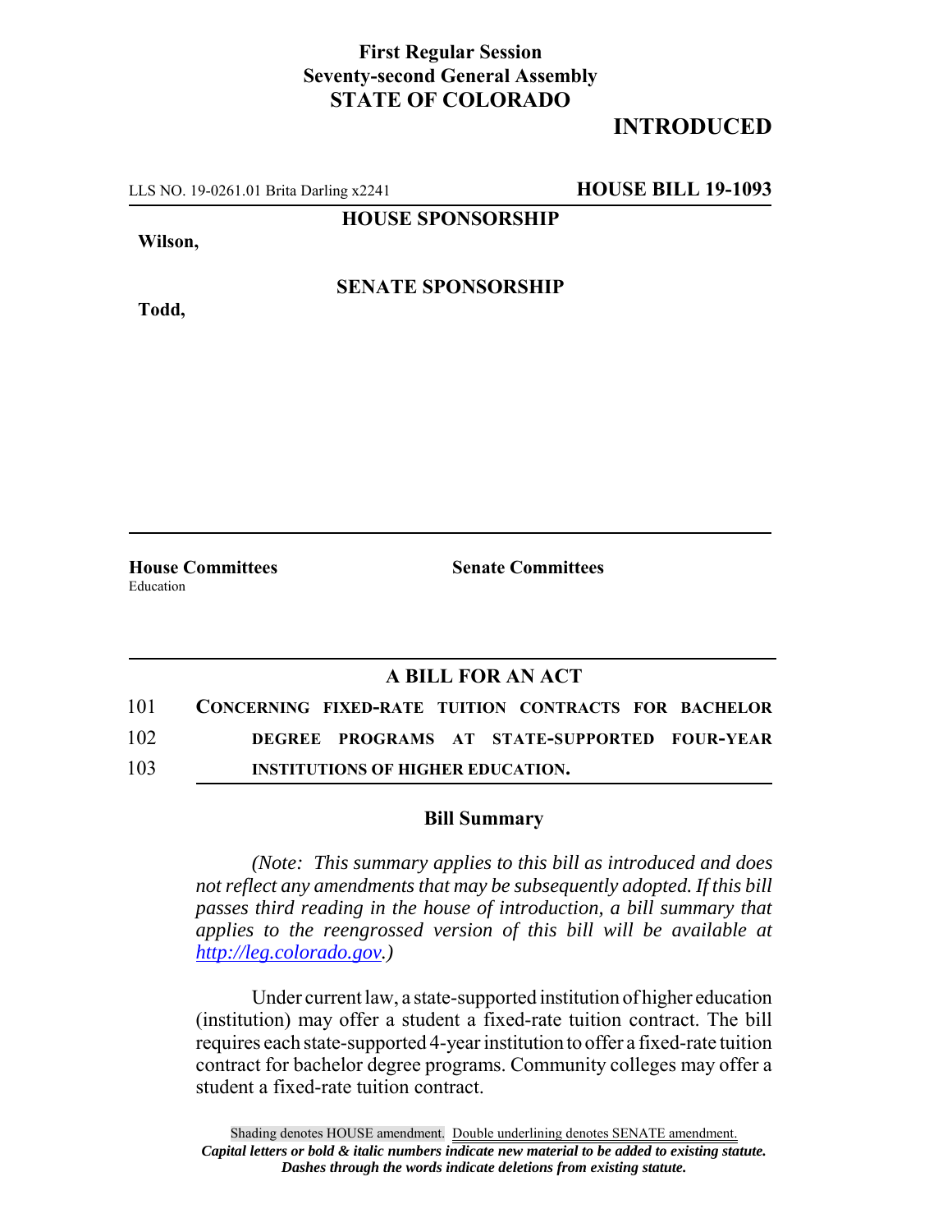**First Regular Session**
**Seventy-second General Assembly**
**STATE OF COLORADO**

**INTRODUCED**

LLS NO. 19-0261.01 Brita Darling x2241 **HOUSE BILL 19-1093**

**HOUSE SPONSORSHIP**

**Wilson,**

**SENATE SPONSORSHIP**

**Todd,**

**House Committees**
Education

**Senate Committees**

## A BILL FOR AN ACT

101 **CONCERNING FIXED-RATE TUITION CONTRACTS FOR BACHELOR**
102 **DEGREE PROGRAMS AT STATE-SUPPORTED FOUR-YEAR**
103 **INSTITUTIONS OF HIGHER EDUCATION.**

### Bill Summary

*(Note: This summary applies to this bill as introduced and does not reflect any amendments that may be subsequently adopted. If this bill passes third reading in the house of introduction, a bill summary that applies to the reengrossed version of this bill will be available at http://leg.colorado.gov.)*

Under current law, a state-supported institution of higher education (institution) may offer a student a fixed-rate tuition contract. The bill requires each state-supported 4-year institution to offer a fixed-rate tuition contract for bachelor degree programs. Community colleges may offer a student a fixed-rate tuition contract.

Shading denotes HOUSE amendment. Double underlining denotes SENATE amendment.
*Capital letters or bold & italic numbers indicate new material to be added to existing statute.*
*Dashes through the words indicate deletions from existing statute.*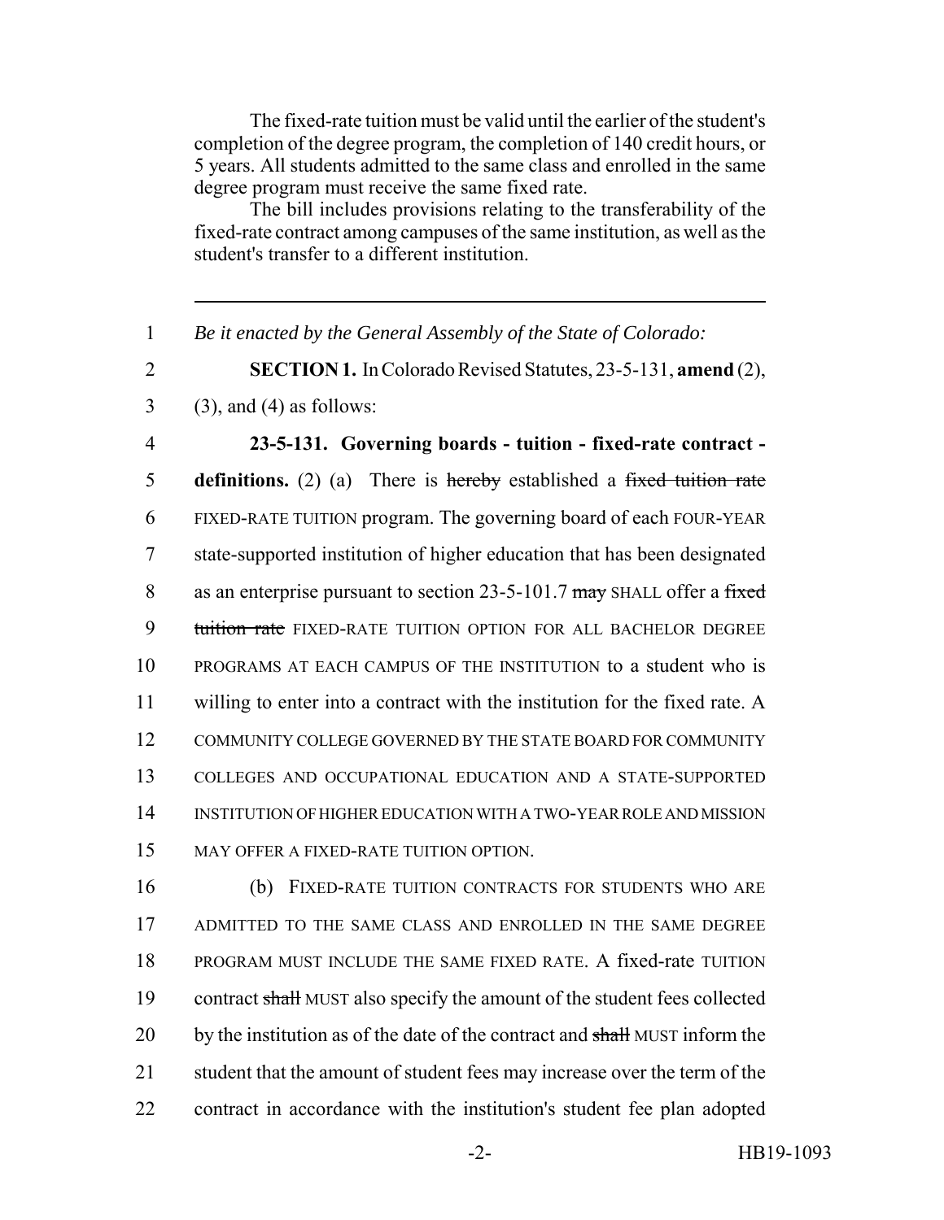The fixed-rate tuition must be valid until the earlier of the student's completion of the degree program, the completion of 140 credit hours, or 5 years. All students admitted to the same class and enrolled in the same degree program must receive the same fixed rate.

The bill includes provisions relating to the transferability of the fixed-rate contract among campuses of the same institution, as well as the student's transfer to a different institution.

---

1 *Be it enacted by the General Assembly of the State of Colorado:*

2 **SECTION 1.** In Colorado Revised Statutes, 23-5-131, **amend** (2),

3 (3), and (4) as follows:

4 **23-5-131. Governing boards - tuition - fixed-rate contract -**

5 **definitions.** (2) (a) There is ~~hereby~~ established a ~~fixed tuition rate~~

6 FIXED-RATE TUITION program. The governing board of each FOUR-YEAR

7 state-supported institution of higher education that has been designated

8 as an enterprise pursuant to section 23-5-101.7 ~~may~~ SHALL offer a ~~fixed~~

9 ~~tuition rate~~ FIXED-RATE TUITION OPTION FOR ALL BACHELOR DEGREE

10 PROGRAMS AT EACH CAMPUS OF THE INSTITUTION to a student who is

11 willing to enter into a contract with the institution for the fixed rate. A

12 COMMUNITY COLLEGE GOVERNED BY THE STATE BOARD FOR COMMUNITY

13 COLLEGES AND OCCUPATIONAL EDUCATION AND A STATE-SUPPORTED

14 INSTITUTION OF HIGHER EDUCATION WITH A TWO-YEAR ROLE AND MISSION

15 MAY OFFER A FIXED-RATE TUITION OPTION.

16 (b) FIXED-RATE TUITION CONTRACTS FOR STUDENTS WHO ARE

17 ADMITTED TO THE SAME CLASS AND ENROLLED IN THE SAME DEGREE

18 PROGRAM MUST INCLUDE THE SAME FIXED RATE. A fixed-rate TUITION

19 contract ~~shall~~ MUST also specify the amount of the student fees collected

20 by the institution as of the date of the contract and ~~shall~~ MUST inform the

21 student that the amount of student fees may increase over the term of the

22 contract in accordance with the institution's student fee plan adopted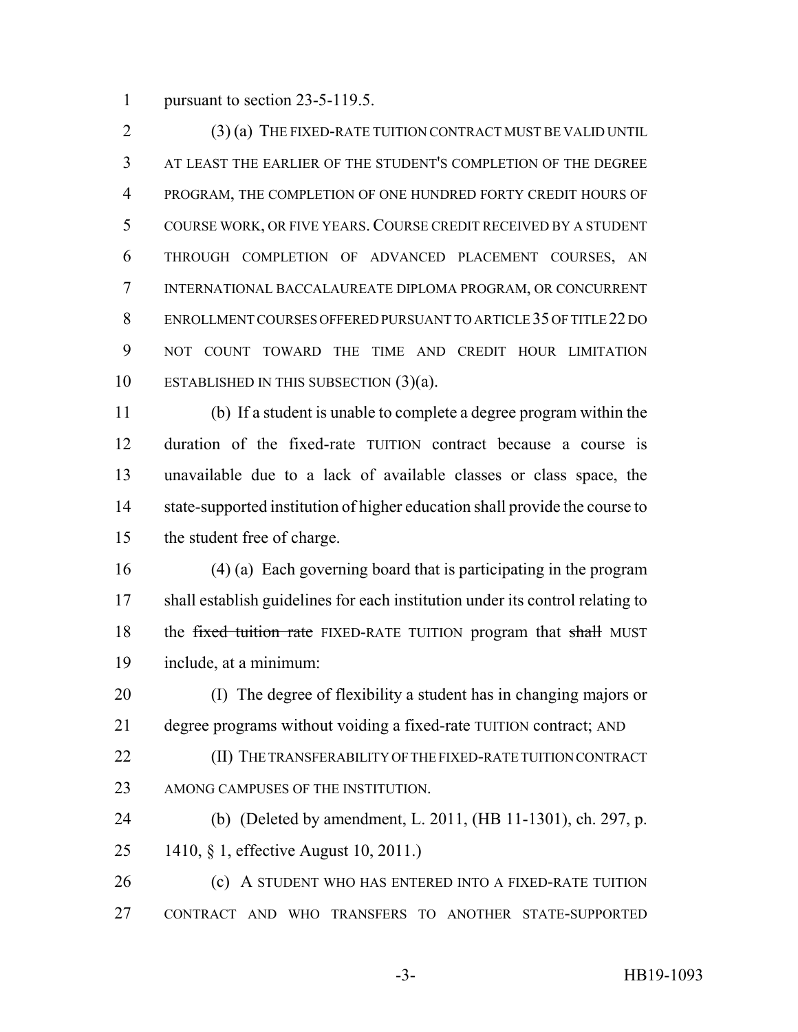pursuant to section 23-5-119.5.

(3) (a) THE FIXED-RATE TUITION CONTRACT MUST BE VALID UNTIL AT LEAST THE EARLIER OF THE STUDENT'S COMPLETION OF THE DEGREE PROGRAM, THE COMPLETION OF ONE HUNDRED FORTY CREDIT HOURS OF COURSE WORK, OR FIVE YEARS. COURSE CREDIT RECEIVED BY A STUDENT THROUGH COMPLETION OF ADVANCED PLACEMENT COURSES, AN INTERNATIONAL BACCALAUREATE DIPLOMA PROGRAM, OR CONCURRENT ENROLLMENT COURSES OFFERED PURSUANT TO ARTICLE 35 OF TITLE 22 DO NOT COUNT TOWARD THE TIME AND CREDIT HOUR LIMITATION ESTABLISHED IN THIS SUBSECTION (3)(a).

(b) If a student is unable to complete a degree program within the duration of the fixed-rate TUITION contract because a course is unavailable due to a lack of available classes or class space, the state-supported institution of higher education shall provide the course to the student free of charge.

(4) (a) Each governing board that is participating in the program shall establish guidelines for each institution under its control relating to the ~~fixed tuition rate~~ FIXED-RATE TUITION program that ~~shall~~ MUST include, at a minimum:

(I) The degree of flexibility a student has in changing majors or degree programs without voiding a fixed-rate TUITION contract; AND

(II) THE TRANSFERABILITY OF THE FIXED-RATE TUITION CONTRACT AMONG CAMPUSES OF THE INSTITUTION.

(b) (Deleted by amendment, L. 2011, (HB 11-1301), ch. 297, p. 1410, § 1, effective August 10, 2011.)

(c) A STUDENT WHO HAS ENTERED INTO A FIXED-RATE TUITION CONTRACT AND WHO TRANSFERS TO ANOTHER STATE-SUPPORTED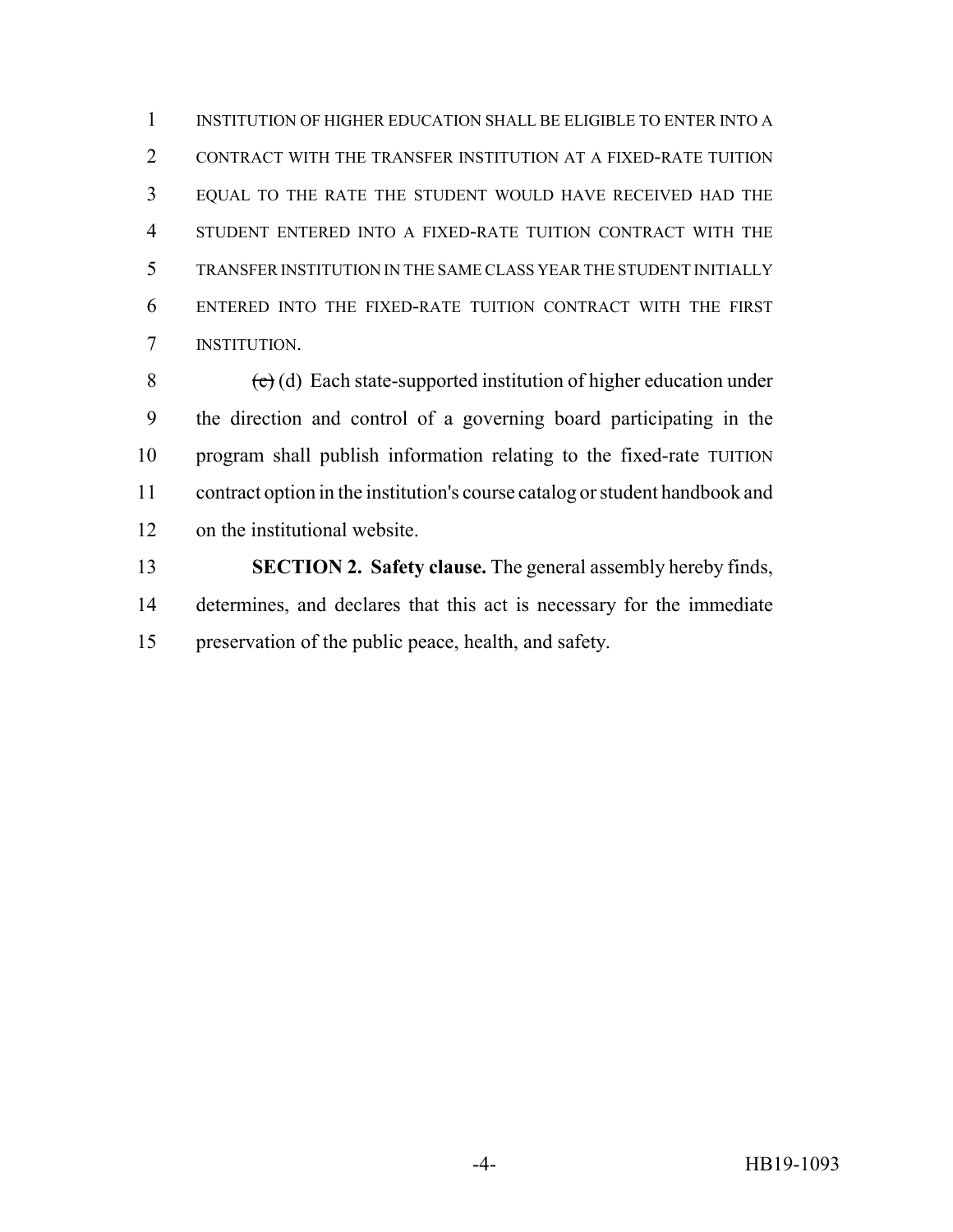INSTITUTION OF HIGHER EDUCATION SHALL BE ELIGIBLE TO ENTER INTO A CONTRACT WITH THE TRANSFER INSTITUTION AT A FIXED-RATE TUITION EQUAL TO THE RATE THE STUDENT WOULD HAVE RECEIVED HAD THE STUDENT ENTERED INTO A FIXED-RATE TUITION CONTRACT WITH THE TRANSFER INSTITUTION IN THE SAME CLASS YEAR THE STUDENT INITIALLY ENTERED INTO THE FIXED-RATE TUITION CONTRACT WITH THE FIRST INSTITUTION.

~~(c)~~ (d) Each state-supported institution of higher education under the direction and control of a governing board participating in the program shall publish information relating to the fixed-rate TUITION contract option in the institution's course catalog or student handbook and on the institutional website.

**SECTION 2. Safety clause.** The general assembly hereby finds, determines, and declares that this act is necessary for the immediate preservation of the public peace, health, and safety.